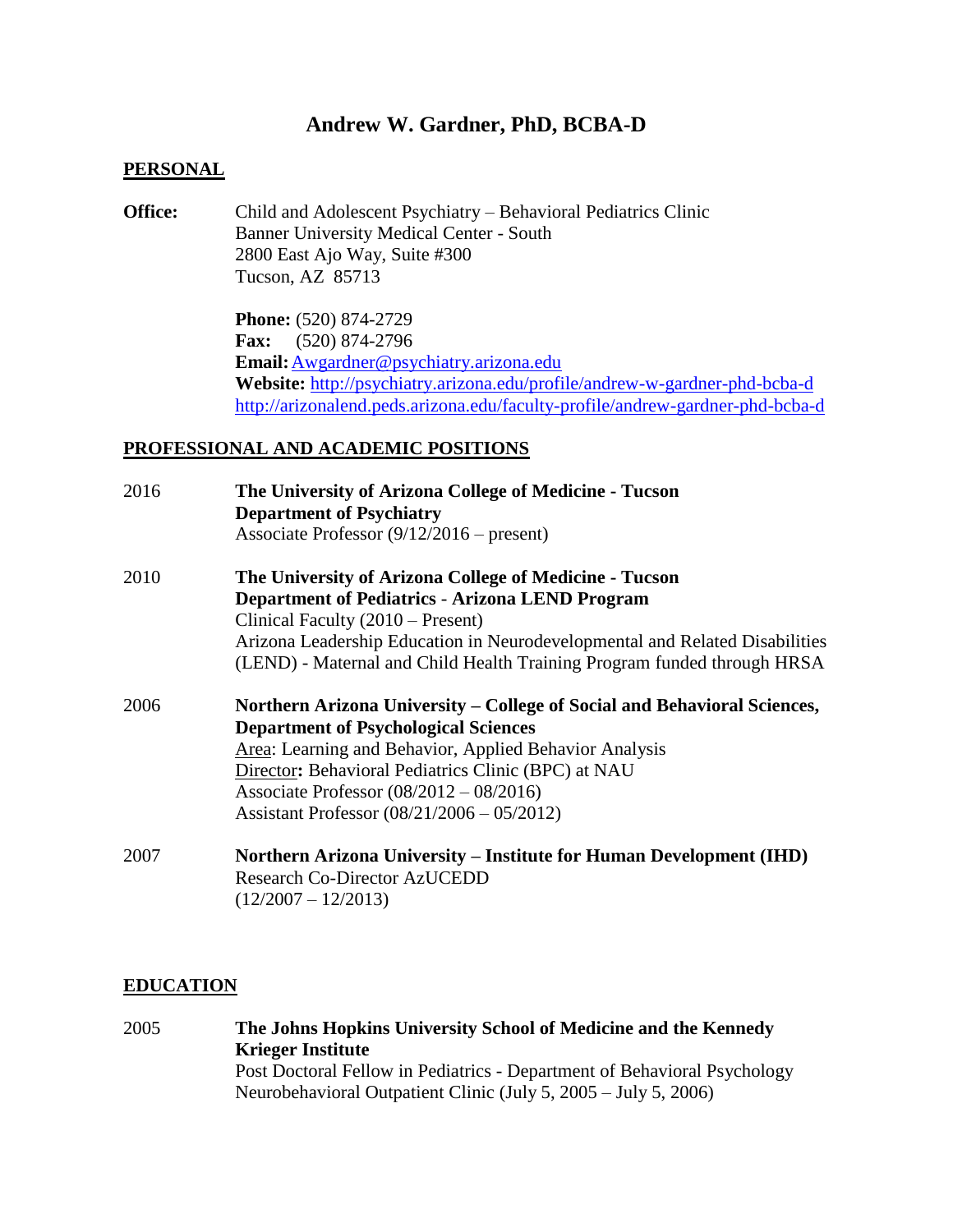# Andrew W. Gardner, PhD, BCBA-D

## PERSONAL

**Office:** Child and Adolescent Psychiatry – Behavioral Pediatrics Clinic
Banner University Medical Center - South
2800 East Ajo Way, Suite #300
Tucson, AZ 85713

**Phone:** (520) 874-2729
**Fax:** (520) 874-2796
**Email:** Awgardner@psychiatry.arizona.edu
**Website:** http://psychiatry.arizona.edu/profile/andrew-w-gardner-phd-bcba-d
http://arizonalend.peds.arizona.edu/faculty-profile/andrew-gardner-phd-bcba-d

## PROFESSIONAL AND ACADEMIC POSITIONS

2016 **The University of Arizona College of Medicine - Tucson**
**Department of Psychiatry**
Associate Professor (9/12/2016 – present)

2010 **The University of Arizona College of Medicine - Tucson**
**Department of Pediatrics - Arizona LEND Program**
Clinical Faculty (2010 – Present)
Arizona Leadership Education in Neurodevelopmental and Related Disabilities (LEND) - Maternal and Child Health Training Program funded through HRSA

2006 **Northern Arizona University – College of Social and Behavioral Sciences, Department of Psychological Sciences**
Area: Learning and Behavior, Applied Behavior Analysis
Director**:** Behavioral Pediatrics Clinic (BPC) at NAU
Associate Professor (08/2012 – 08/2016)
Assistant Professor (08/21/2006 – 05/2012)

2007 **Northern Arizona University – Institute for Human Development (IHD)**
Research Co-Director AzUCEDD
(12/2007 – 12/2013)

## EDUCATION

2005 **The Johns Hopkins University School of Medicine and the Kennedy Krieger Institute**
Post Doctoral Fellow in Pediatrics - Department of Behavioral Psychology
Neurobehavioral Outpatient Clinic (July 5, 2005 – July 5, 2006)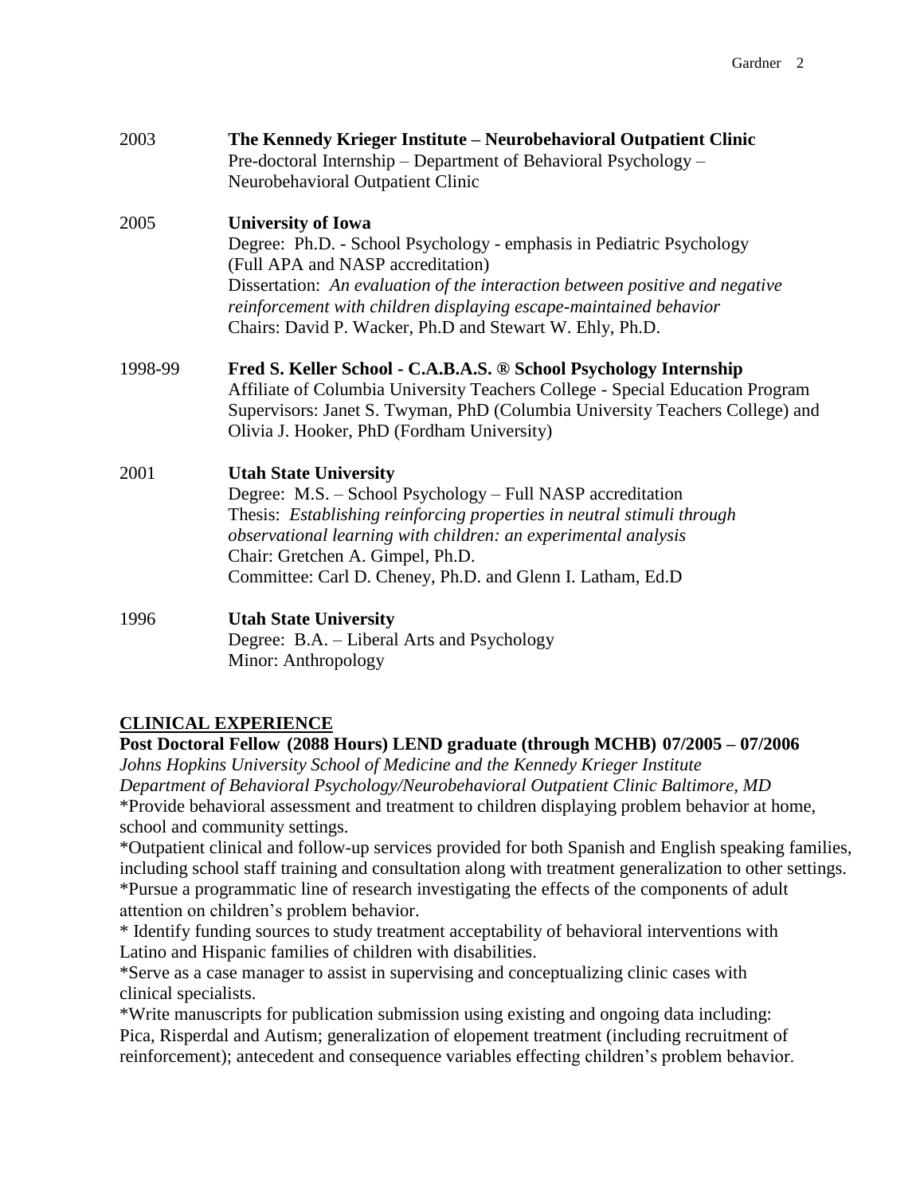2003 **The Kennedy Krieger Institute – Neurobehavioral Outpatient Clinic**
Pre-doctoral Internship – Department of Behavioral Psychology – Neurobehavioral Outpatient Clinic

2005 **University of Iowa**
Degree: Ph.D. - School Psychology - emphasis in Pediatric Psychology (Full APA and NASP accreditation)
Dissertation: *An evaluation of the interaction between positive and negative reinforcement with children displaying escape-maintained behavior*
Chairs: David P. Wacker, Ph.D and Stewart W. Ehly, Ph.D.

1998-99 **Fred S. Keller School - C.A.B.A.S. ® School Psychology Internship**
Affiliate of Columbia University Teachers College - Special Education Program
Supervisors: Janet S. Twyman, PhD (Columbia University Teachers College) and Olivia J. Hooker, PhD (Fordham University)

2001 **Utah State University**
Degree: M.S. – School Psychology – Full NASP accreditation
Thesis: *Establishing reinforcing properties in neutral stimuli through observational learning with children: an experimental analysis*
Chair: Gretchen A. Gimpel, Ph.D.
Committee: Carl D. Cheney, Ph.D. and Glenn I. Latham, Ed.D

1996 **Utah State University**
Degree: B.A. – Liberal Arts and Psychology
Minor: Anthropology

## CLINICAL EXPERIENCE

**Post Doctoral Fellow (2088 Hours) LEND graduate (through MCHB) 07/2005 – 07/2006**
*Johns Hopkins University School of Medicine and the Kennedy Krieger Institute*
*Department of Behavioral Psychology/Neurobehavioral Outpatient Clinic Baltimore, MD*
*Provide behavioral assessment and treatment to children displaying problem behavior at home, school and community settings.
*Outpatient clinical and follow-up services provided for both Spanish and English speaking families, including school staff training and consultation along with treatment generalization to other settings.
*Pursue a programmatic line of research investigating the effects of the components of adult attention on children's problem behavior.
* Identify funding sources to study treatment acceptability of behavioral interventions with Latino and Hispanic families of children with disabilities.
*Serve as a case manager to assist in supervising and conceptualizing clinic cases with clinical specialists.
*Write manuscripts for publication submission using existing and ongoing data including: Pica, Risperdal and Autism; generalization of elopement treatment (including recruitment of reinforcement); antecedent and consequence variables effecting children's problem behavior.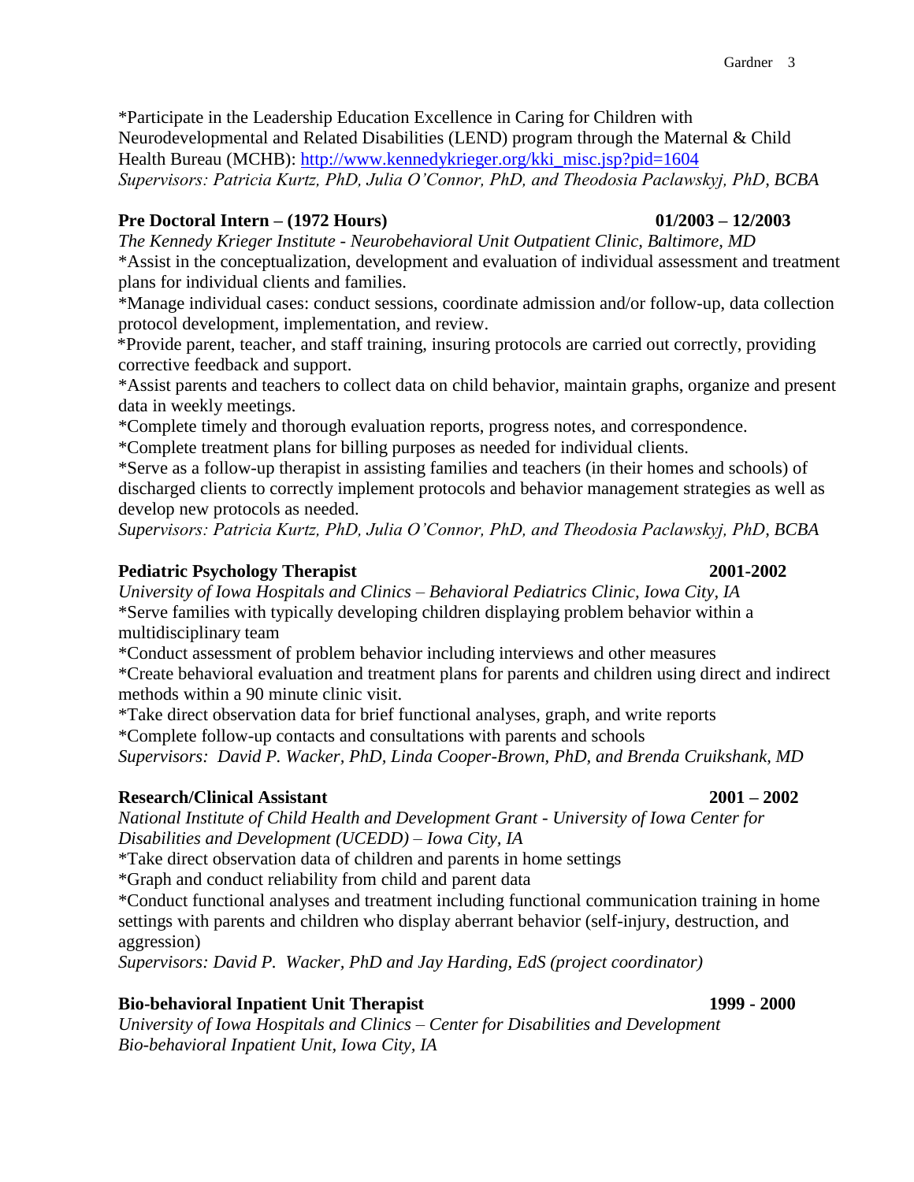*Participate in the Leadership Education Excellence in Caring for Children with Neurodevelopmental and Related Disabilities (LEND) program through the Maternal & Child Health Bureau (MCHB): [http://www.kennedykrieger.org/kki_misc.jsp?pid=1604](http://www.kennedykrieger.org/kki_misc.jsp?pid=1604)
*Supervisors: Patricia Kurtz, PhD, Julia O'Connor, PhD, and Theodosia Paclawskyj, PhD, BCBA*

**Pre Doctoral Intern – (1972 Hours)** **01/2003 – 12/2003**
*The Kennedy Krieger Institute - Neurobehavioral Unit Outpatient Clinic, Baltimore, MD*
*Assist in the conceptualization, development and evaluation of individual assessment and treatment plans for individual clients and families.
*Manage individual cases: conduct sessions, coordinate admission and/or follow-up, data collection protocol development, implementation, and review.
*Provide parent, teacher, and staff training, insuring protocols are carried out correctly, providing corrective feedback and support.
*Assist parents and teachers to collect data on child behavior, maintain graphs, organize and present data in weekly meetings.
*Complete timely and thorough evaluation reports, progress notes, and correspondence.
*Complete treatment plans for billing purposes as needed for individual clients.
*Serve as a follow-up therapist in assisting families and teachers (in their homes and schools) of discharged clients to correctly implement protocols and behavior management strategies as well as develop new protocols as needed.
*Supervisors: Patricia Kurtz, PhD, Julia O'Connor, PhD, and Theodosia Paclawskyj, PhD, BCBA*

**Pediatric Psychology Therapist** **2001-2002**
*University of Iowa Hospitals and Clinics – Behavioral Pediatrics Clinic, Iowa City, IA*
*Serve families with typically developing children displaying problem behavior within a multidisciplinary team
*Conduct assessment of problem behavior including interviews and other measures
*Create behavioral evaluation and treatment plans for parents and children using direct and indirect methods within a 90 minute clinic visit.
*Take direct observation data for brief functional analyses, graph, and write reports
*Complete follow-up contacts and consultations with parents and schools
*Supervisors: David P. Wacker, PhD, Linda Cooper-Brown, PhD, and Brenda Cruikshank, MD*

**Research/Clinical Assistant** **2001 – 2002**
*National Institute of Child Health and Development Grant - University of Iowa Center for Disabilities and Development (UCEDD) – Iowa City, IA*
*Take direct observation data of children and parents in home settings
*Graph and conduct reliability from child and parent data
*Conduct functional analyses and treatment including functional communication training in home settings with parents and children who display aberrant behavior (self-injury, destruction, and aggression)
*Supervisors: David P. Wacker, PhD and Jay Harding, EdS (project coordinator)*

**Bio-behavioral Inpatient Unit Therapist** **1999 - 2000**
*University of Iowa Hospitals and Clinics – Center for Disabilities and Development Bio-behavioral Inpatient Unit, Iowa City, IA*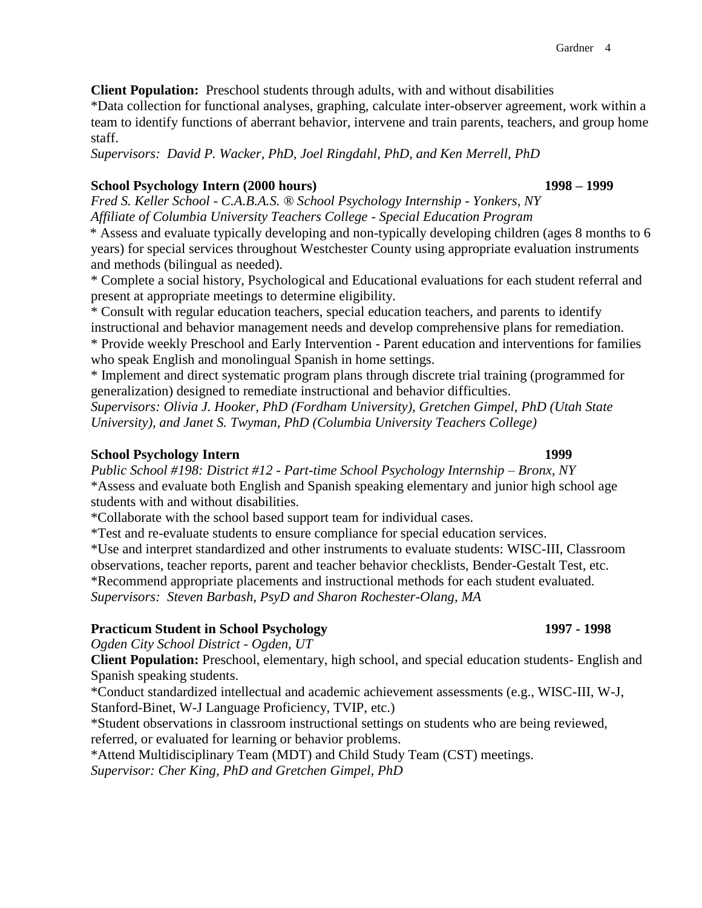**Client Population:** Preschool students through adults, with and without disabilities

*Data collection for functional analyses, graphing, calculate inter-observer agreement, work within a team to identify functions of aberrant behavior, intervene and train parents, teachers, and group home staff.

*Supervisors: David P. Wacker, PhD, Joel Ringdahl, PhD, and Ken Merrell, PhD*

**School Psychology Intern (2000 hours)** **1998 – 1999**

*Fred S. Keller School - C.A.B.A.S. ® School Psychology Internship - Yonkers, NY*
*Affiliate of Columbia University Teachers College - Special Education Program*

* Assess and evaluate typically developing and non-typically developing children (ages 8 months to 6 years) for special services throughout Westchester County using appropriate evaluation instruments and methods (bilingual as needed).

* Complete a social history, Psychological and Educational evaluations for each student referral and present at appropriate meetings to determine eligibility.

* Consult with regular education teachers, special education teachers, and parents to identify instructional and behavior management needs and develop comprehensive plans for remediation.

* Provide weekly Preschool and Early Intervention - Parent education and interventions for families who speak English and monolingual Spanish in home settings.

* Implement and direct systematic program plans through discrete trial training (programmed for generalization) designed to remediate instructional and behavior difficulties.

*Supervisors: Olivia J. Hooker, PhD (Fordham University), Gretchen Gimpel, PhD (Utah State University), and Janet S. Twyman, PhD (Columbia University Teachers College)*

**School Psychology Intern** **1999**

*Public School #198: District #12 - Part-time School Psychology Internship – Bronx, NY*

*Assess and evaluate both English and Spanish speaking elementary and junior high school age students with and without disabilities.

*Collaborate with the school based support team for individual cases.

*Test and re-evaluate students to ensure compliance for special education services.

*Use and interpret standardized and other instruments to evaluate students: WISC-III, Classroom observations, teacher reports, parent and teacher behavior checklists, Bender-Gestalt Test, etc.

*Recommend appropriate placements and instructional methods for each student evaluated.

*Supervisors: Steven Barbash, PsyD and Sharon Rochester-Olang, MA*

**Practicum Student in School Psychology** **1997 - 1998**

*Ogden City School District - Ogden, UT*

**Client Population:** Preschool, elementary, high school, and special education students- English and Spanish speaking students.

*Conduct standardized intellectual and academic achievement assessments (e.g., WISC-III, W-J, Stanford-Binet, W-J Language Proficiency, TVIP, etc.)

*Student observations in classroom instructional settings on students who are being reviewed, referred, or evaluated for learning or behavior problems.

*Attend Multidisciplinary Team (MDT) and Child Study Team (CST) meetings.

*Supervisor: Cher King, PhD and Gretchen Gimpel, PhD*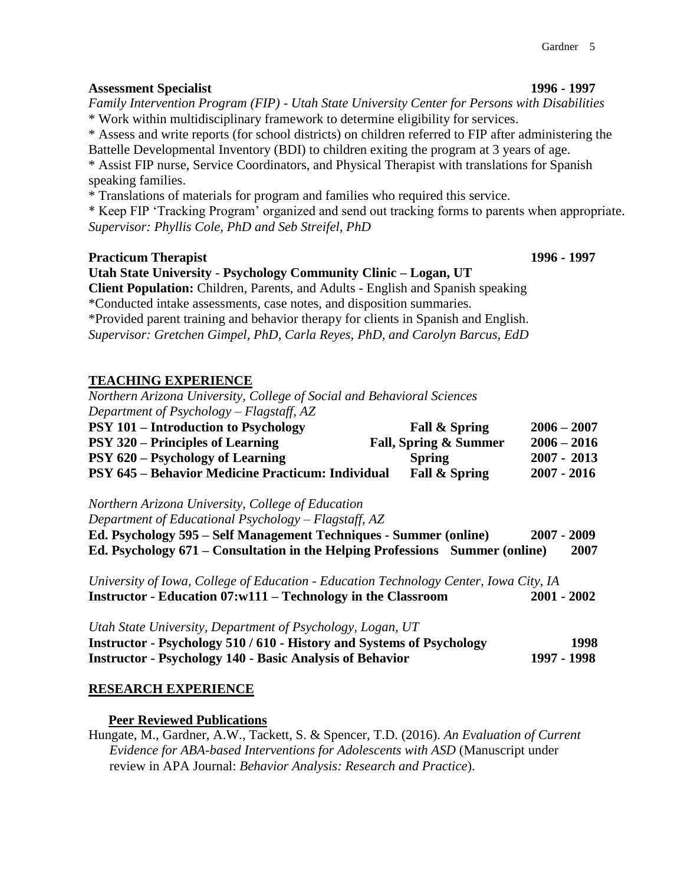**Assessment Specialist** **1996 - 1997**

*Family Intervention Program (FIP) - Utah State University Center for Persons with Disabilities*

* Work within multidisciplinary framework to determine eligibility for services.
* Assess and write reports (for school districts) on children referred to FIP after administering the Battelle Developmental Inventory (BDI) to children exiting the program at 3 years of age.
* Assist FIP nurse, Service Coordinators, and Physical Therapist with translations for Spanish speaking families.
* Translations of materials for program and families who required this service.
* Keep FIP 'Tracking Program' organized and send out tracking forms to parents when appropriate.

*Supervisor: Phyllis Cole, PhD and Seb Streifel, PhD*

**Practicum Therapist** **1996 - 1997**

**Utah State University - Psychology Community Clinic – Logan, UT**

**Client Population:** Children, Parents, and Adults - English and Spanish speaking

*Conducted intake assessments, case notes, and disposition summaries.

*Provided parent training and behavior therapy for clients in Spanish and English.

*Supervisor: Gretchen Gimpel, PhD, Carla Reyes, PhD, and Carolyn Barcus, EdD*

## TEACHING EXPERIENCE

*Northern Arizona University, College of Social and Behavioral Sciences*
*Department of Psychology – Flagstaff, AZ*

| Course | Semester | Years |
|---|---|---|
| **PSY 101 – Introduction to Psychology** | **Fall & Spring** | **2006 – 2007** |
| **PSY 320 – Principles of Learning** | **Fall, Spring & Summer** | **2006 – 2016** |
| **PSY 620 – Psychology of Learning** | **Spring** | **2007 - 2013** |
| **PSY 645 – Behavior Medicine Practicum: Individual** | **Fall & Spring** | **2007 - 2016** |

*Northern Arizona University, College of Education*
*Department of Educational Psychology – Flagstaff, AZ*

**Ed. Psychology 595 – Self Management Techniques - Summer (online)** **2007 - 2009**
**Ed. Psychology 671 – Consultation in the Helping Professions Summer (online)** **2007**

*University of Iowa, College of Education - Education Technology Center, Iowa City, IA*

**Instructor - Education 07:w111 – Technology in the Classroom** **2001 - 2002**

*Utah State University, Department of Psychology, Logan, UT*

**Instructor - Psychology 510 / 610 - History and Systems of Psychology** **1998**
**Instructor - Psychology 140 - Basic Analysis of Behavior** **1997 - 1998**

## RESEARCH EXPERIENCE

### Peer Reviewed Publications

Hungate, M., Gardner, A.W., Tackett, S. & Spencer, T.D. (2016). *An Evaluation of Current Evidence for ABA-based Interventions for Adolescents with ASD* (Manuscript under review in APA Journal: *Behavior Analysis: Research and Practice*).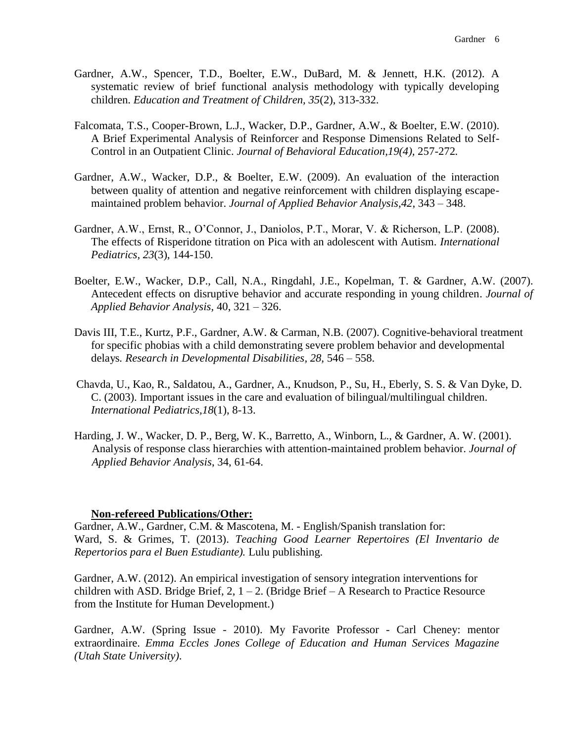Gardner, A.W., Spencer, T.D., Boelter, E.W., DuBard, M. & Jennett, H.K. (2012). A systematic review of brief functional analysis methodology with typically developing children. *Education and Treatment of Children, 35*(2), 313-332.

Falcomata, T.S., Cooper-Brown, L.J., Wacker, D.P., Gardner, A.W., & Boelter, E.W. (2010). A Brief Experimental Analysis of Reinforcer and Response Dimensions Related to Self-Control in an Outpatient Clinic. *Journal of Behavioral Education,19(4),* 257-272.

Gardner, A.W., Wacker, D.P., & Boelter, E.W. (2009). An evaluation of the interaction between quality of attention and negative reinforcement with children displaying escape-maintained problem behavior. *Journal of Applied Behavior Analysis,42*, 343 – 348.

Gardner, A.W., Ernst, R., O'Connor, J., Daniolos, P.T., Morar, V. & Richerson, L.P. (2008). The effects of Risperidone titration on Pica with an adolescent with Autism. *International Pediatrics, 23*(3), 144-150.

Boelter, E.W., Wacker, D.P., Call, N.A., Ringdahl, J.E., Kopelman, T. & Gardner, A.W. (2007). Antecedent effects on disruptive behavior and accurate responding in young children. *Journal of Applied Behavior Analysis*, 40, 321 – 326.

Davis III, T.E., Kurtz, P.F., Gardner, A.W. & Carman, N.B. (2007). Cognitive-behavioral treatment for specific phobias with a child demonstrating severe problem behavior and developmental delays*. Research in Developmental Disabilities*, *28,* 546 – 558.

Chavda, U., Kao, R., Saldatou, A., Gardner, A., Knudson, P., Su, H., Eberly, S. S. & Van Dyke, D. C. (2003). Important issues in the care and evaluation of bilingual/multilingual children. *International Pediatrics,18*(1), 8-13.

Harding, J. W., Wacker, D. P., Berg, W. K., Barretto, A., Winborn, L., & Gardner, A. W. (2001). Analysis of response class hierarchies with attention-maintained problem behavior. *Journal of Applied Behavior Analysis*, 34, 61-64.

**Non-refereed Publications/Other:**

Gardner, A.W., Gardner, C.M. & Mascotena, M. - English/Spanish translation for: Ward, S. & Grimes, T. (2013). *Teaching Good Learner Repertoires (El Inventario de Repertorios para el Buen Estudiante).* Lulu publishing.

Gardner, A.W. (2012). An empirical investigation of sensory integration interventions for children with ASD. Bridge Brief, 2, 1 – 2. (Bridge Brief – A Research to Practice Resource from the Institute for Human Development.)

Gardner, A.W. (Spring Issue - 2010). My Favorite Professor - Carl Cheney: mentor extraordinaire. *Emma Eccles Jones College of Education and Human Services Magazine (Utah State University).*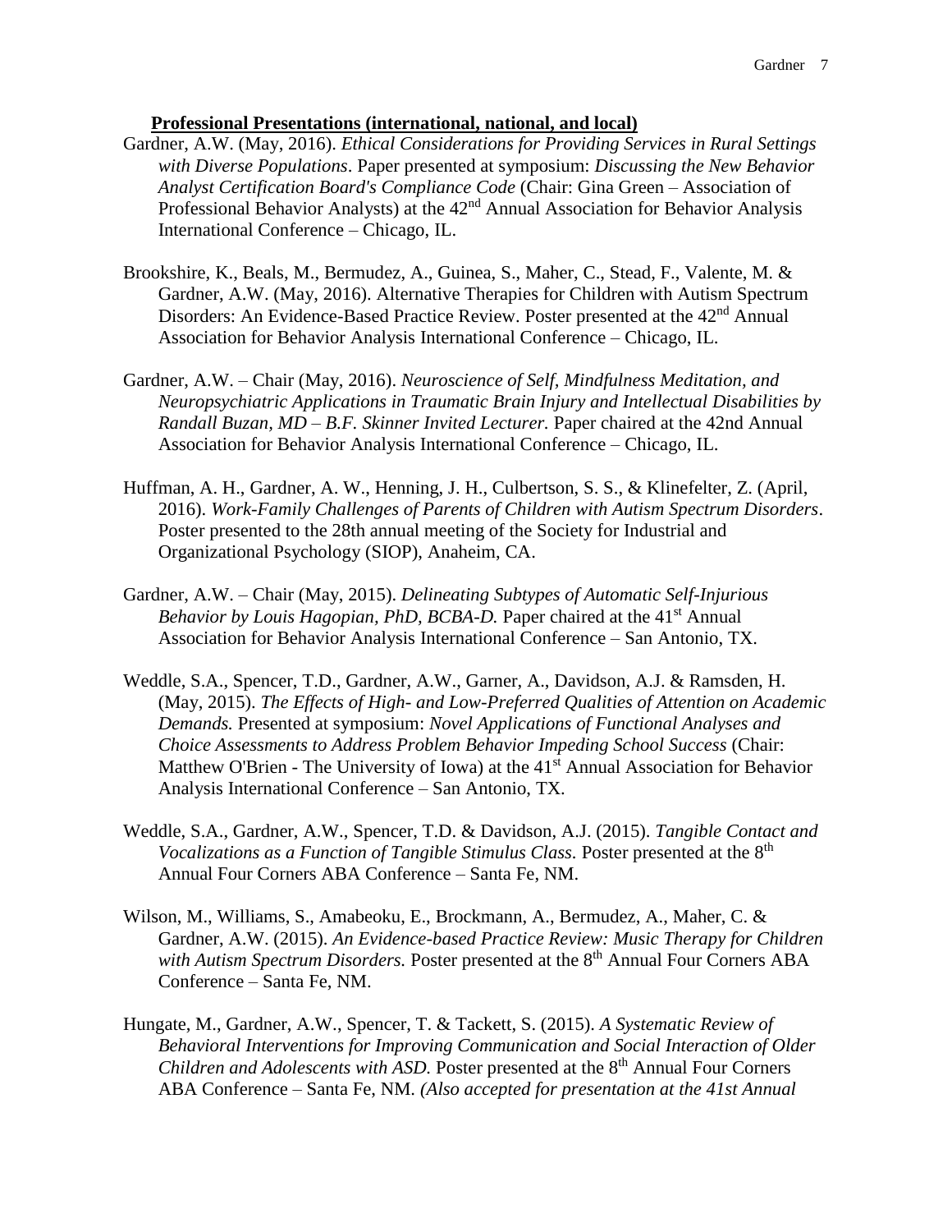**Professional Presentations (international, national, and local)**

Gardner, A.W. (May, 2016). *Ethical Considerations for Providing Services in Rural Settings with Diverse Populations*. Paper presented at symposium: *Discussing the New Behavior Analyst Certification Board's Compliance Code* (Chair: Gina Green – Association of Professional Behavior Analysts) at the 42nd Annual Association for Behavior Analysis International Conference – Chicago, IL.

Brookshire, K., Beals, M., Bermudez, A., Guinea, S., Maher, C., Stead, F., Valente, M. & Gardner, A.W. (May, 2016). Alternative Therapies for Children with Autism Spectrum Disorders: An Evidence-Based Practice Review. Poster presented at the 42nd Annual Association for Behavior Analysis International Conference – Chicago, IL.

Gardner, A.W. – Chair (May, 2016). *Neuroscience of Self, Mindfulness Meditation, and Neuropsychiatric Applications in Traumatic Brain Injury and Intellectual Disabilities by Randall Buzan, MD – B.F. Skinner Invited Lecturer.* Paper chaired at the 42nd Annual Association for Behavior Analysis International Conference – Chicago, IL.

Huffman, A. H., Gardner, A. W., Henning, J. H., Culbertson, S. S., & Klinefelter, Z. (April, 2016). *Work-Family Challenges of Parents of Children with Autism Spectrum Disorders*. Poster presented to the 28th annual meeting of the Society for Industrial and Organizational Psychology (SIOP), Anaheim, CA.

Gardner, A.W. – Chair (May, 2015). *Delineating Subtypes of Automatic Self-Injurious Behavior by Louis Hagopian, PhD, BCBA-D.* Paper chaired at the 41st Annual Association for Behavior Analysis International Conference – San Antonio, TX.

Weddle, S.A., Spencer, T.D., Gardner, A.W., Garner, A., Davidson, A.J. & Ramsden, H. (May, 2015). *The Effects of High- and Low-Preferred Qualities of Attention on Academic Demands.* Presented at symposium: *Novel Applications of Functional Analyses and Choice Assessments to Address Problem Behavior Impeding School Success* (Chair: Matthew O'Brien - The University of Iowa) at the 41st Annual Association for Behavior Analysis International Conference – San Antonio, TX.

Weddle, S.A., Gardner, A.W., Spencer, T.D. & Davidson, A.J. (2015). *Tangible Contact and Vocalizations as a Function of Tangible Stimulus Class.* Poster presented at the 8th Annual Four Corners ABA Conference – Santa Fe, NM.

Wilson, M., Williams, S., Amabeoku, E., Brockmann, A., Bermudez, A., Maher, C. & Gardner, A.W. (2015). *An Evidence-based Practice Review: Music Therapy for Children with Autism Spectrum Disorders.* Poster presented at the 8th Annual Four Corners ABA Conference – Santa Fe, NM.

Hungate, M., Gardner, A.W., Spencer, T. & Tackett, S. (2015). *A Systematic Review of Behavioral Interventions for Improving Communication and Social Interaction of Older Children and Adolescents with ASD.* Poster presented at the 8th Annual Four Corners ABA Conference – Santa Fe, NM. *(Also accepted for presentation at the 41st Annual*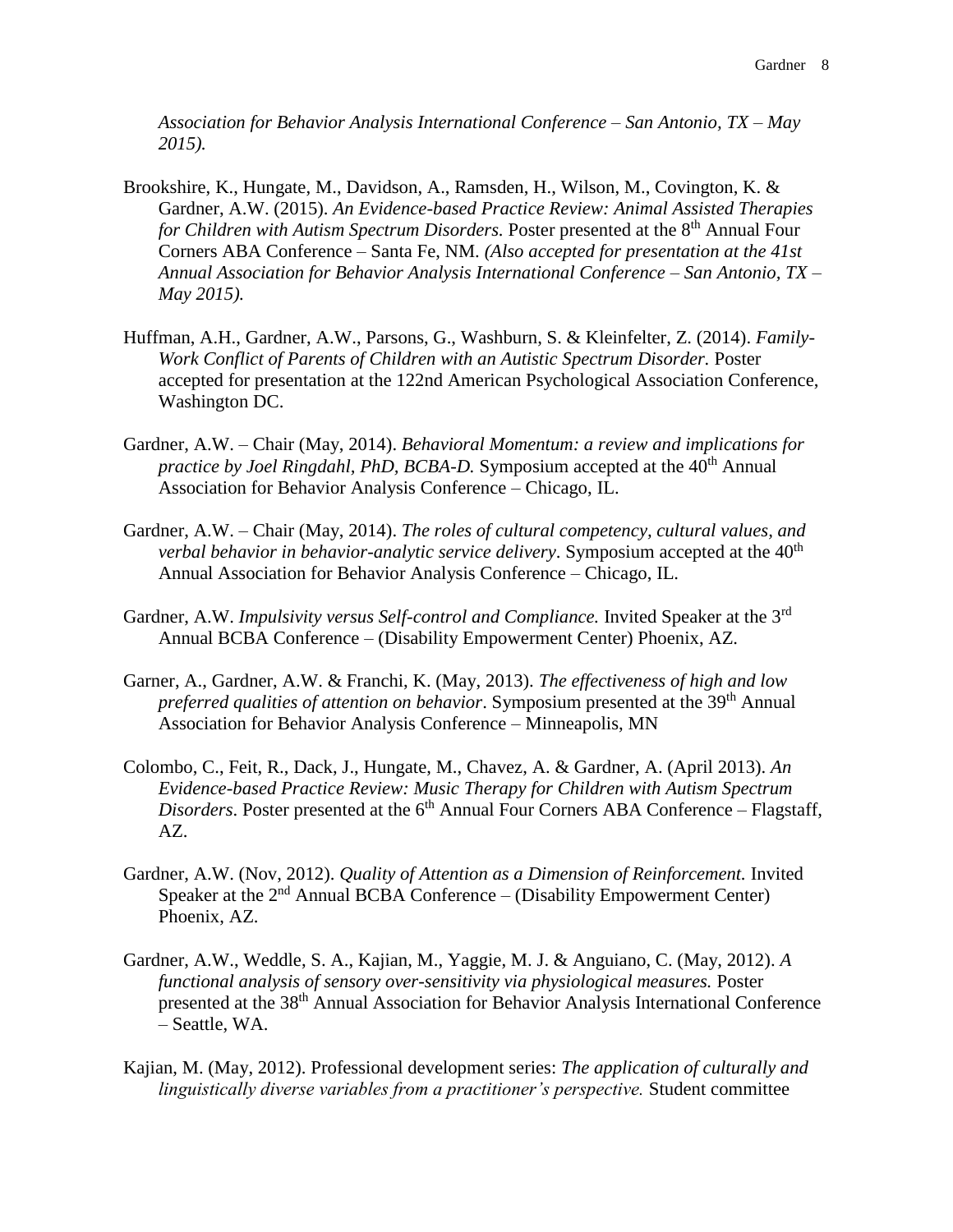*Association for Behavior Analysis International Conference – San Antonio, TX – May 2015).*

Brookshire, K., Hungate, M., Davidson, A., Ramsden, H., Wilson, M., Covington, K. & Gardner, A.W. (2015). *An Evidence-based Practice Review: Animal Assisted Therapies for Children with Autism Spectrum Disorders.* Poster presented at the 8th Annual Four Corners ABA Conference – Santa Fe, NM. *(Also accepted for presentation at the 41st Annual Association for Behavior Analysis International Conference – San Antonio, TX – May 2015).*

Huffman, A.H., Gardner, A.W., Parsons, G., Washburn, S. & Kleinfelter, Z. (2014). *Family-Work Conflict of Parents of Children with an Autistic Spectrum Disorder.* Poster accepted for presentation at the 122nd American Psychological Association Conference, Washington DC.

Gardner, A.W. – Chair (May, 2014). *Behavioral Momentum: a review and implications for practice by Joel Ringdahl, PhD, BCBA-D.* Symposium accepted at the 40th Annual Association for Behavior Analysis Conference – Chicago, IL.

Gardner, A.W. – Chair (May, 2014). *The roles of cultural competency, cultural values, and verbal behavior in behavior-analytic service delivery*. Symposium accepted at the 40th Annual Association for Behavior Analysis Conference – Chicago, IL.

Gardner, A.W. *Impulsivity versus Self-control and Compliance.* Invited Speaker at the 3rd Annual BCBA Conference – (Disability Empowerment Center) Phoenix, AZ.

Garner, A., Gardner, A.W. & Franchi, K. (May, 2013). *The effectiveness of high and low preferred qualities of attention on behavior*. Symposium presented at the 39th Annual Association for Behavior Analysis Conference – Minneapolis, MN

Colombo, C., Feit, R., Dack, J., Hungate, M., Chavez, A. & Gardner, A. (April 2013). *An Evidence-based Practice Review: Music Therapy for Children with Autism Spectrum Disorders*. Poster presented at the 6th Annual Four Corners ABA Conference – Flagstaff, AZ.

Gardner, A.W. (Nov, 2012). *Quality of Attention as a Dimension of Reinforcement.* Invited Speaker at the 2nd Annual BCBA Conference – (Disability Empowerment Center) Phoenix, AZ.

Gardner, A.W., Weddle, S. A., Kajian, M., Yaggie, M. J. & Anguiano, C. (May, 2012). *A functional analysis of sensory over-sensitivity via physiological measures.* Poster presented at the 38th Annual Association for Behavior Analysis International Conference – Seattle, WA.

Kajian, M. (May, 2012). Professional development series: *The application of culturally and linguistically diverse variables from a practitioner's perspective.* Student committee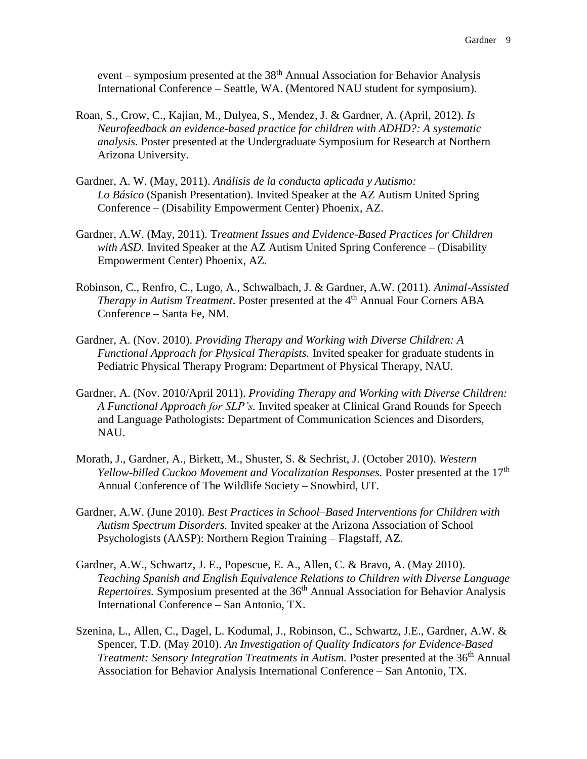event – symposium presented at the 38th Annual Association for Behavior Analysis International Conference – Seattle, WA. (Mentored NAU student for symposium).

Roan, S., Crow, C., Kajian, M., Dulyea, S., Mendez, J. & Gardner, A. (April, 2012). *Is Neurofeedback an evidence-based practice for children with ADHD?: A systematic analysis.* Poster presented at the Undergraduate Symposium for Research at Northern Arizona University.

Gardner, A. W. (May, 2011). *Análisis de la conducta aplicada y Autismo: Lo Básico* (Spanish Presentation). Invited Speaker at the AZ Autism United Spring Conference – (Disability Empowerment Center) Phoenix, AZ.

Gardner, A.W. (May, 2011). T*reatment Issues and Evidence-Based Practices for Children with ASD.* Invited Speaker at the AZ Autism United Spring Conference – (Disability Empowerment Center) Phoenix, AZ.

Robinson, C., Renfro, C., Lugo, A., Schwalbach, J. & Gardner, A.W. (2011). *Animal-Assisted Therapy in Autism Treatment*. Poster presented at the 4th Annual Four Corners ABA Conference – Santa Fe, NM.

Gardner, A. (Nov. 2010). *Providing Therapy and Working with Diverse Children: A Functional Approach for Physical Therapists.* Invited speaker for graduate students in Pediatric Physical Therapy Program: Department of Physical Therapy, NAU.

Gardner, A. (Nov. 2010/April 2011). *Providing Therapy and Working with Diverse Children: A Functional Approach for SLP's.* Invited speaker at Clinical Grand Rounds for Speech and Language Pathologists: Department of Communication Sciences and Disorders, NAU.

Morath, J., Gardner, A., Birkett, M., Shuster, S. & Sechrist, J. (October 2010). *Western Yellow-billed Cuckoo Movement and Vocalization Responses.* Poster presented at the 17th Annual Conference of The Wildlife Society – Snowbird, UT.

Gardner, A.W. (June 2010). *Best Practices in School–Based Interventions for Children with Autism Spectrum Disorders.* Invited speaker at the Arizona Association of School Psychologists (AASP): Northern Region Training – Flagstaff, AZ.

Gardner, A.W., Schwartz, J. E., Popescue, E. A., Allen, C. & Bravo, A. (May 2010). *Teaching Spanish and English Equivalence Relations to Children with Diverse Language Repertoires.* Symposium presented at the 36th Annual Association for Behavior Analysis International Conference – San Antonio, TX.

Szenina, L., Allen, C., Dagel, L. Kodumal, J., Robinson, C., Schwartz, J.E., Gardner, A.W. & Spencer, T.D. (May 2010). *An Investigation of Quality Indicators for Evidence-Based Treatment: Sensory Integration Treatments in Autism.* Poster presented at the 36th Annual Association for Behavior Analysis International Conference – San Antonio, TX.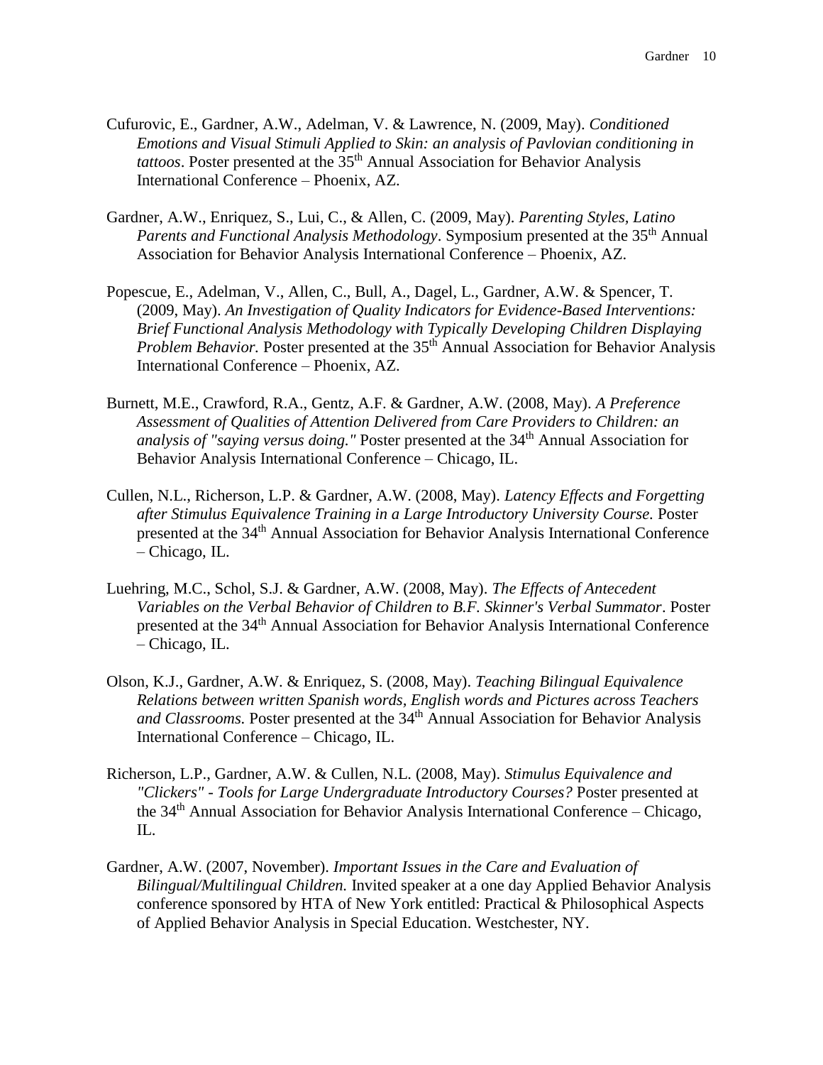Cufurovic, E., Gardner, A.W., Adelman, V. & Lawrence, N. (2009, May). *Conditioned Emotions and Visual Stimuli Applied to Skin: an analysis of Pavlovian conditioning in tattoos*. Poster presented at the 35th Annual Association for Behavior Analysis International Conference – Phoenix, AZ.

Gardner, A.W., Enriquez, S., Lui, C., & Allen, C. (2009, May). *Parenting Styles, Latino Parents and Functional Analysis Methodology*. Symposium presented at the 35th Annual Association for Behavior Analysis International Conference – Phoenix, AZ.

Popescue, E., Adelman, V., Allen, C., Bull, A., Dagel, L., Gardner, A.W. & Spencer, T. (2009, May). *An Investigation of Quality Indicators for Evidence-Based Interventions: Brief Functional Analysis Methodology with Typically Developing Children Displaying Problem Behavior.* Poster presented at the 35th Annual Association for Behavior Analysis International Conference – Phoenix, AZ.

Burnett, M.E., Crawford, R.A., Gentz, A.F. & Gardner, A.W. (2008, May). *A Preference Assessment of Qualities of Attention Delivered from Care Providers to Children: an analysis of "saying versus doing."* Poster presented at the 34th Annual Association for Behavior Analysis International Conference – Chicago, IL.

Cullen, N.L., Richerson, L.P. & Gardner, A.W. (2008, May). *Latency Effects and Forgetting after Stimulus Equivalence Training in a Large Introductory University Course.* Poster presented at the 34th Annual Association for Behavior Analysis International Conference – Chicago, IL.

Luehring, M.C., Schol, S.J. & Gardner, A.W. (2008, May). *The Effects of Antecedent Variables on the Verbal Behavior of Children to B.F. Skinner's Verbal Summator*. Poster presented at the 34th Annual Association for Behavior Analysis International Conference – Chicago, IL.

Olson, K.J., Gardner, A.W. & Enriquez, S. (2008, May). *Teaching Bilingual Equivalence Relations between written Spanish words, English words and Pictures across Teachers and Classrooms.* Poster presented at the 34th Annual Association for Behavior Analysis International Conference – Chicago, IL.

Richerson, L.P., Gardner, A.W. & Cullen, N.L. (2008, May). *Stimulus Equivalence and "Clickers" - Tools for Large Undergraduate Introductory Courses?* Poster presented at the 34th Annual Association for Behavior Analysis International Conference – Chicago, IL.

Gardner, A.W. (2007, November). *Important Issues in the Care and Evaluation of Bilingual/Multilingual Children.* Invited speaker at a one day Applied Behavior Analysis conference sponsored by HTA of New York entitled: Practical & Philosophical Aspects of Applied Behavior Analysis in Special Education. Westchester, NY.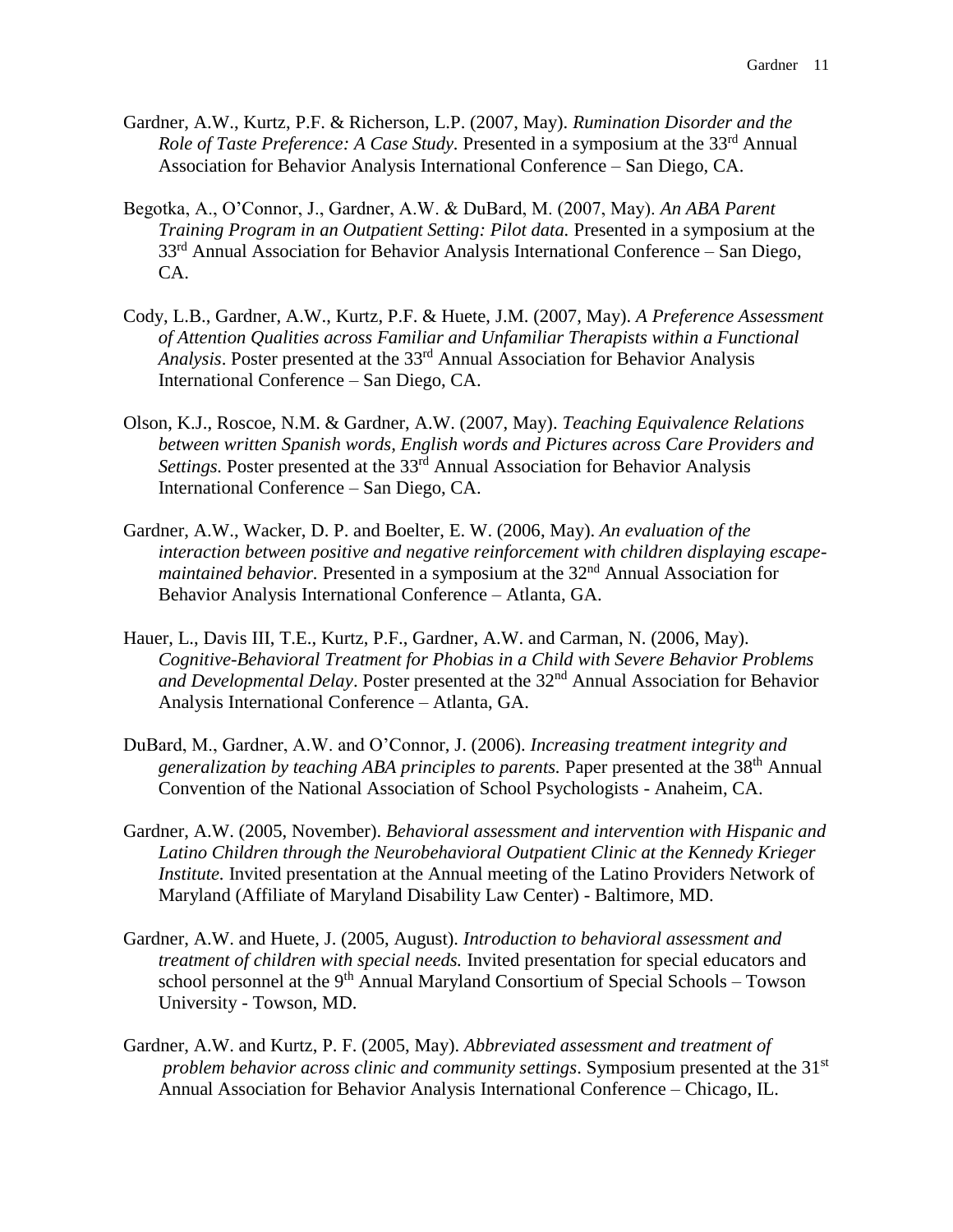Gardner, A.W., Kurtz, P.F. & Richerson, L.P. (2007, May). *Rumination Disorder and the Role of Taste Preference: A Case Study.* Presented in a symposium at the 33rd Annual Association for Behavior Analysis International Conference – San Diego, CA.

Begotka, A., O'Connor, J., Gardner, A.W. & DuBard, M. (2007, May). *An ABA Parent Training Program in an Outpatient Setting: Pilot data.* Presented in a symposium at the 33rd Annual Association for Behavior Analysis International Conference – San Diego, CA.

Cody, L.B., Gardner, A.W., Kurtz, P.F. & Huete, J.M. (2007, May). *A Preference Assessment of Attention Qualities across Familiar and Unfamiliar Therapists within a Functional Analysis*. Poster presented at the 33rd Annual Association for Behavior Analysis International Conference – San Diego, CA.

Olson, K.J., Roscoe, N.M. & Gardner, A.W. (2007, May). *Teaching Equivalence Relations between written Spanish words, English words and Pictures across Care Providers and Settings.* Poster presented at the 33rd Annual Association for Behavior Analysis International Conference – San Diego, CA.

Gardner, A.W., Wacker, D. P. and Boelter, E. W. (2006, May). *An evaluation of the interaction between positive and negative reinforcement with children displaying escape-maintained behavior.* Presented in a symposium at the 32nd Annual Association for Behavior Analysis International Conference – Atlanta, GA.

Hauer, L., Davis III, T.E., Kurtz, P.F., Gardner, A.W. and Carman, N. (2006, May). *Cognitive-Behavioral Treatment for Phobias in a Child with Severe Behavior Problems and Developmental Delay*. Poster presented at the 32nd Annual Association for Behavior Analysis International Conference – Atlanta, GA.

DuBard, M., Gardner, A.W. and O'Connor, J. (2006). *Increasing treatment integrity and generalization by teaching ABA principles to parents.* Paper presented at the 38th Annual Convention of the National Association of School Psychologists - Anaheim, CA.

Gardner, A.W. (2005, November). *Behavioral assessment and intervention with Hispanic and Latino Children through the Neurobehavioral Outpatient Clinic at the Kennedy Krieger Institute.* Invited presentation at the Annual meeting of the Latino Providers Network of Maryland (Affiliate of Maryland Disability Law Center) - Baltimore, MD.

Gardner, A.W. and Huete, J. (2005, August). *Introduction to behavioral assessment and treatment of children with special needs.* Invited presentation for special educators and school personnel at the 9th Annual Maryland Consortium of Special Schools – Towson University - Towson, MD.

Gardner, A.W. and Kurtz, P. F. (2005, May). *Abbreviated assessment and treatment of problem behavior across clinic and community settings*. Symposium presented at the 31st Annual Association for Behavior Analysis International Conference – Chicago, IL.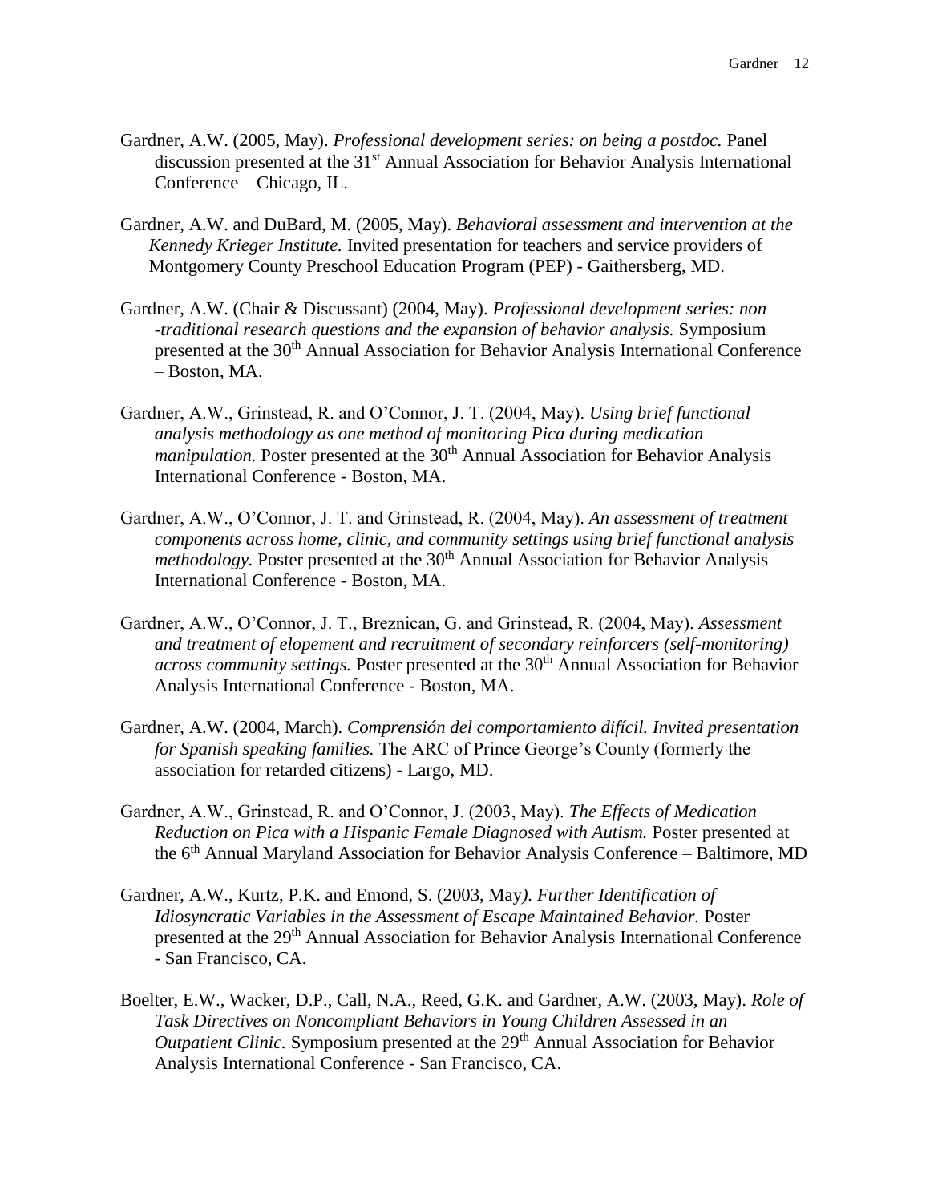Gardner, A.W. (2005, May). *Professional development series: on being a postdoc.* Panel discussion presented at the 31st Annual Association for Behavior Analysis International Conference – Chicago, IL.

Gardner, A.W. and DuBard, M. (2005, May). *Behavioral assessment and intervention at the Kennedy Krieger Institute.* Invited presentation for teachers and service providers of Montgomery County Preschool Education Program (PEP) - Gaithersberg, MD.

Gardner, A.W. (Chair & Discussant) (2004, May). *Professional development series: non -traditional research questions and the expansion of behavior analysis.* Symposium presented at the 30th Annual Association for Behavior Analysis International Conference – Boston, MA.

Gardner, A.W., Grinstead, R. and O'Connor, J. T. (2004, May). *Using brief functional analysis methodology as one method of monitoring Pica during medication manipulation.* Poster presented at the 30th Annual Association for Behavior Analysis International Conference - Boston, MA.

Gardner, A.W., O'Connor, J. T. and Grinstead, R. (2004, May). *An assessment of treatment components across home, clinic, and community settings using brief functional analysis methodology.* Poster presented at the 30th Annual Association for Behavior Analysis International Conference - Boston, MA.

Gardner, A.W., O'Connor, J. T., Breznican, G. and Grinstead, R. (2004, May). *Assessment and treatment of elopement and recruitment of secondary reinforcers (self-monitoring) across community settings.* Poster presented at the 30th Annual Association for Behavior Analysis International Conference - Boston, MA.

Gardner, A.W. (2004, March). *Comprensión del comportamiento difícil. Invited presentation for Spanish speaking families.* The ARC of Prince George's County (formerly the association for retarded citizens) - Largo, MD.

Gardner, A.W., Grinstead, R. and O'Connor, J. (2003, May). *The Effects of Medication Reduction on Pica with a Hispanic Female Diagnosed with Autism.* Poster presented at the 6th Annual Maryland Association for Behavior Analysis Conference – Baltimore, MD

Gardner, A.W., Kurtz, P.K. and Emond, S. (2003, May). *Further Identification of Idiosyncratic Variables in the Assessment of Escape Maintained Behavior.* Poster presented at the 29th Annual Association for Behavior Analysis International Conference - San Francisco, CA.

Boelter, E.W., Wacker, D.P., Call, N.A., Reed, G.K. and Gardner, A.W. (2003, May). *Role of Task Directives on Noncompliant Behaviors in Young Children Assessed in an Outpatient Clinic.* Symposium presented at the 29th Annual Association for Behavior Analysis International Conference - San Francisco, CA.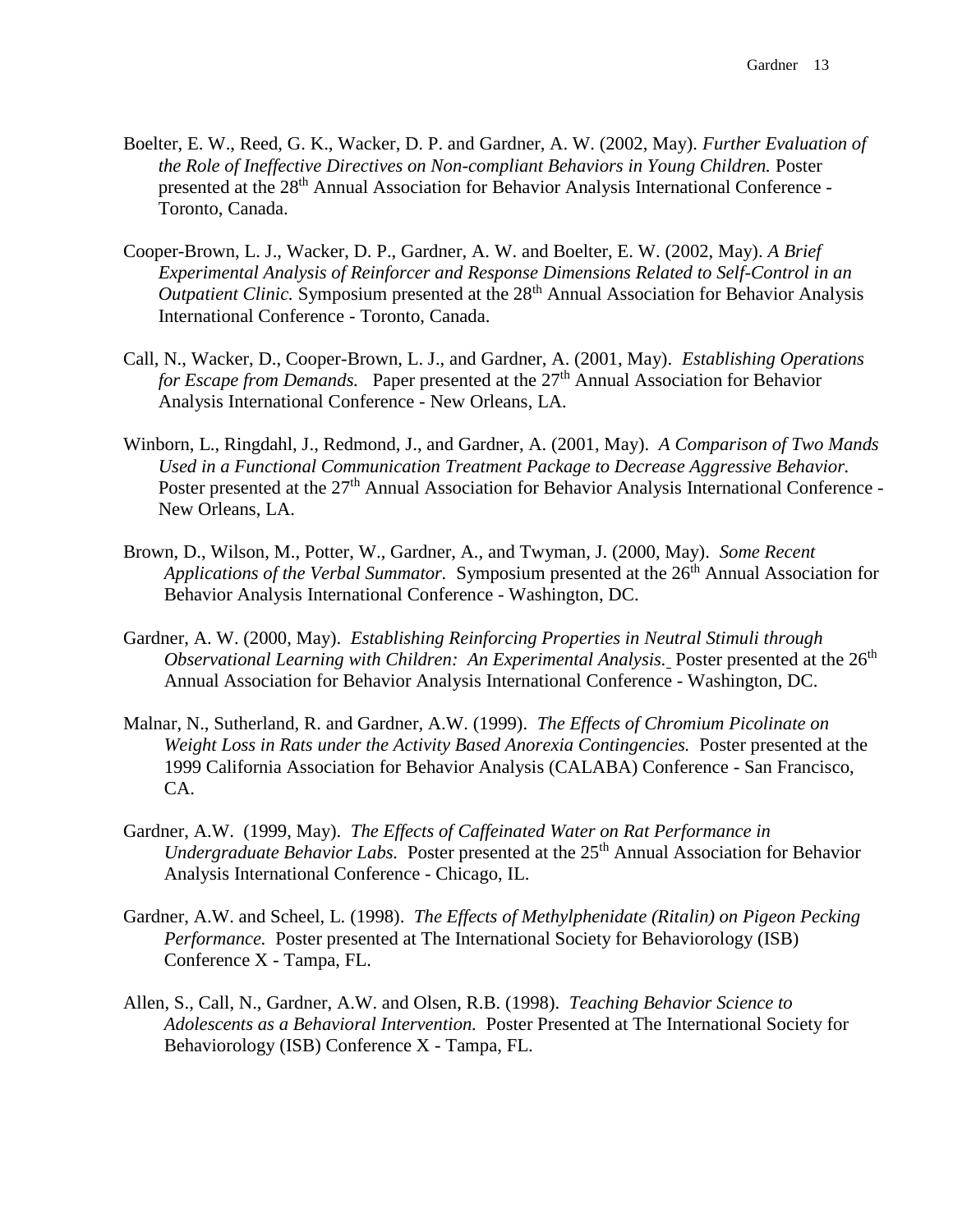Boelter, E. W., Reed, G. K., Wacker, D. P. and Gardner, A. W. (2002, May). *Further Evaluation of the Role of Ineffective Directives on Non-compliant Behaviors in Young Children.* Poster presented at the 28th Annual Association for Behavior Analysis International Conference - Toronto, Canada.

Cooper-Brown, L. J., Wacker, D. P., Gardner, A. W. and Boelter, E. W. (2002, May). *A Brief Experimental Analysis of Reinforcer and Response Dimensions Related to Self-Control in an Outpatient Clinic.* Symposium presented at the 28th Annual Association for Behavior Analysis International Conference - Toronto, Canada.

Call, N., Wacker, D., Cooper-Brown, L. J., and Gardner, A. (2001, May). *Establishing Operations for Escape from Demands.* Paper presented at the 27th Annual Association for Behavior Analysis International Conference - New Orleans, LA.

Winborn, L., Ringdahl, J., Redmond, J., and Gardner, A. (2001, May). *A Comparison of Two Mands Used in a Functional Communication Treatment Package to Decrease Aggressive Behavior.* Poster presented at the 27th Annual Association for Behavior Analysis International Conference - New Orleans, LA.

Brown, D., Wilson, M., Potter, W., Gardner, A., and Twyman, J. (2000, May). *Some Recent Applications of the Verbal Summator.* Symposium presented at the 26th Annual Association for Behavior Analysis International Conference - Washington, DC.

Gardner, A. W. (2000, May). *Establishing Reinforcing Properties in Neutral Stimuli through Observational Learning with Children: An Experimental Analysis.* Poster presented at the 26th Annual Association for Behavior Analysis International Conference - Washington, DC.

Malnar, N., Sutherland, R. and Gardner, A.W. (1999). *The Effects of Chromium Picolinate on Weight Loss in Rats under the Activity Based Anorexia Contingencies.* Poster presented at the 1999 California Association for Behavior Analysis (CALABA) Conference - San Francisco, CA.

Gardner, A.W. (1999, May). *The Effects of Caffeinated Water on Rat Performance in Undergraduate Behavior Labs.* Poster presented at the 25th Annual Association for Behavior Analysis International Conference - Chicago, IL.

Gardner, A.W. and Scheel, L. (1998). *The Effects of Methylphenidate (Ritalin) on Pigeon Pecking Performance.* Poster presented at The International Society for Behaviorology (ISB) Conference X - Tampa, FL.

Allen, S., Call, N., Gardner, A.W. and Olsen, R.B. (1998). *Teaching Behavior Science to Adolescents as a Behavioral Intervention.* Poster Presented at The International Society for Behaviorology (ISB) Conference X - Tampa, FL.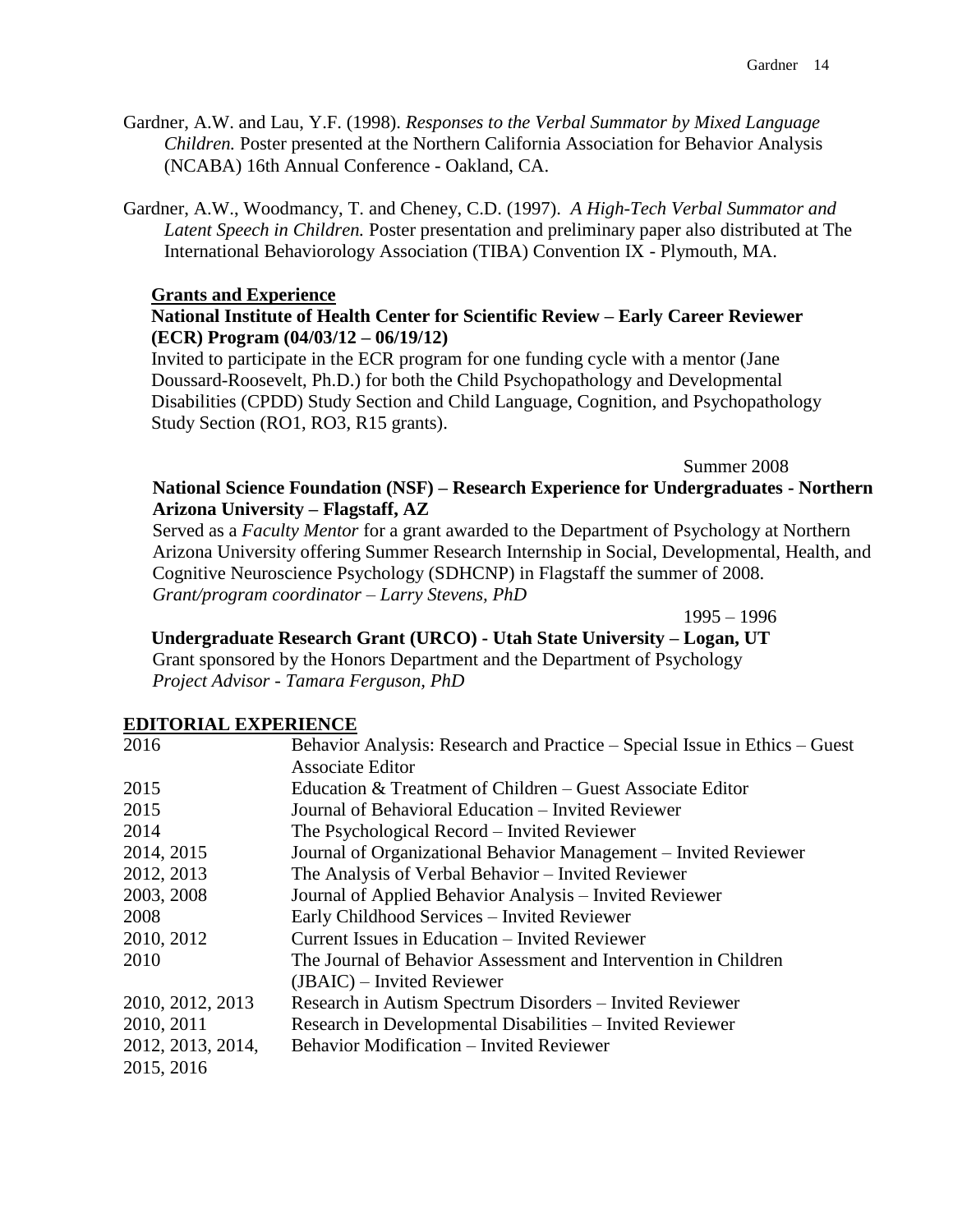Gardner, A.W. and Lau, Y.F. (1998). *Responses to the Verbal Summator by Mixed Language Children.* Poster presented at the Northern California Association for Behavior Analysis (NCABA) 16th Annual Conference - Oakland, CA.

Gardner, A.W., Woodmancy, T. and Cheney, C.D. (1997). *A High-Tech Verbal Summator and Latent Speech in Children.* Poster presentation and preliminary paper also distributed at The International Behaviorology Association (TIBA) Convention IX - Plymouth, MA.

### Grants and Experience

**National Institute of Health Center for Scientific Review – Early Career Reviewer (ECR) Program (04/03/12 – 06/19/12)**

Invited to participate in the ECR program for one funding cycle with a mentor (Jane Doussard-Roosevelt, Ph.D.) for both the Child Psychopathology and Developmental Disabilities (CPDD) Study Section and Child Language, Cognition, and Psychopathology Study Section (RO1, RO3, R15 grants).

Summer 2008

**National Science Foundation (NSF) – Research Experience for Undergraduates - Northern Arizona University – Flagstaff, AZ**

Served as a *Faculty Mentor* for a grant awarded to the Department of Psychology at Northern Arizona University offering Summer Research Internship in Social, Developmental, Health, and Cognitive Neuroscience Psychology (SDHCNP) in Flagstaff the summer of 2008.
*Grant/program coordinator – Larry Stevens, PhD*

1995 – 1996

**Undergraduate Research Grant (URCO) - Utah State University – Logan, UT**

Grant sponsored by the Honors Department and the Department of Psychology
*Project Advisor - Tamara Ferguson, PhD*

## EDITORIAL EXPERIENCE

| | |
|---|---|
| 2016 | Behavior Analysis: Research and Practice – Special Issue in Ethics – Guest Associate Editor |
| 2015 | Education & Treatment of Children – Guest Associate Editor |
| 2015 | Journal of Behavioral Education – Invited Reviewer |
| 2014 | The Psychological Record – Invited Reviewer |
| 2014, 2015 | Journal of Organizational Behavior Management – Invited Reviewer |
| 2012, 2013 | The Analysis of Verbal Behavior – Invited Reviewer |
| 2003, 2008 | Journal of Applied Behavior Analysis – Invited Reviewer |
| 2008 | Early Childhood Services – Invited Reviewer |
| 2010, 2012 | Current Issues in Education – Invited Reviewer |
| 2010 | The Journal of Behavior Assessment and Intervention in Children (JBAIC) – Invited Reviewer |
| 2010, 2012, 2013 | Research in Autism Spectrum Disorders – Invited Reviewer |
| 2010, 2011 | Research in Developmental Disabilities – Invited Reviewer |
| 2012, 2013, 2014, 2015, 2016 | Behavior Modification – Invited Reviewer |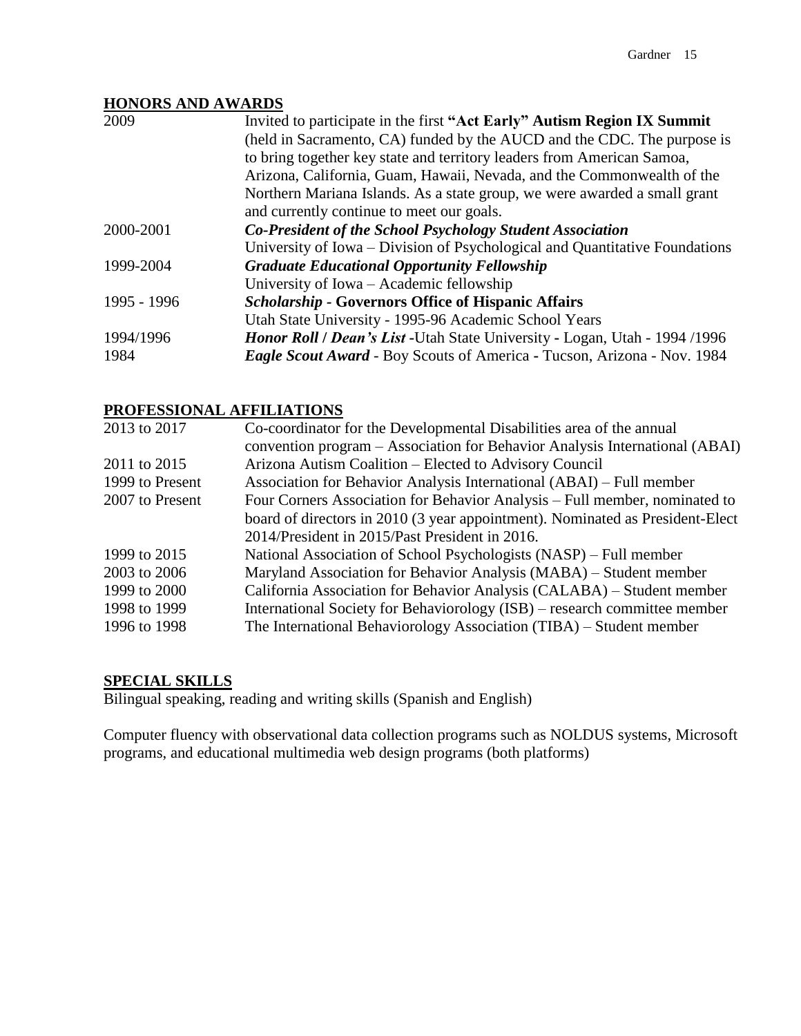## HONORS AND AWARDS

| | |
|---|---|
| 2009 | Invited to participate in the first **"Act Early" Autism Region IX Summit** (held in Sacramento, CA) funded by the AUCD and the CDC. The purpose is to bring together key state and territory leaders from American Samoa, Arizona, California, Guam, Hawaii, Nevada, and the Commonwealth of the Northern Mariana Islands. As a state group, we were awarded a small grant and currently continue to meet our goals. |
| 2000-2001 | ***Co-President of the School Psychology Student Association*** University of Iowa – Division of Psychological and Quantitative Foundations |
| 1999-2004 | ***Graduate Educational Opportunity Fellowship*** University of Iowa – Academic fellowship |
| 1995 - 1996 | ***Scholarship*** **- Governors Office of Hispanic Affairs** Utah State University - 1995-96 Academic School Years |
| 1994/1996 | ***Honor Roll*** **/** ***Dean's List*** **-**Utah State University **-** Logan, Utah - 1994 /1996 |
| 1984 | ***Eagle Scout Award*** - Boy Scouts of America **-** Tucson, Arizona - Nov. 1984 |

## PROFESSIONAL AFFILIATIONS

| | |
|---|---|
| 2013 to 2017 | Co-coordinator for the Developmental Disabilities area of the annual convention program – Association for Behavior Analysis International (ABAI) |
| 2011 to 2015 | Arizona Autism Coalition – Elected to Advisory Council |
| 1999 to Present | Association for Behavior Analysis International (ABAI) – Full member |
| 2007 to Present | Four Corners Association for Behavior Analysis – Full member, nominated to board of directors in 2010 (3 year appointment). Nominated as President-Elect 2014/President in 2015/Past President in 2016. |
| 1999 to 2015 | National Association of School Psychologists (NASP) – Full member |
| 2003 to 2006 | Maryland Association for Behavior Analysis (MABA) – Student member |
| 1999 to 2000 | California Association for Behavior Analysis (CALABA) – Student member |
| 1998 to 1999 | International Society for Behaviorology (ISB) – research committee member |
| 1996 to 1998 | The International Behaviorology Association (TIBA) – Student member |

## SPECIAL SKILLS

Bilingual speaking, reading and writing skills (Spanish and English)

Computer fluency with observational data collection programs such as NOLDUS systems, Microsoft programs, and educational multimedia web design programs (both platforms)